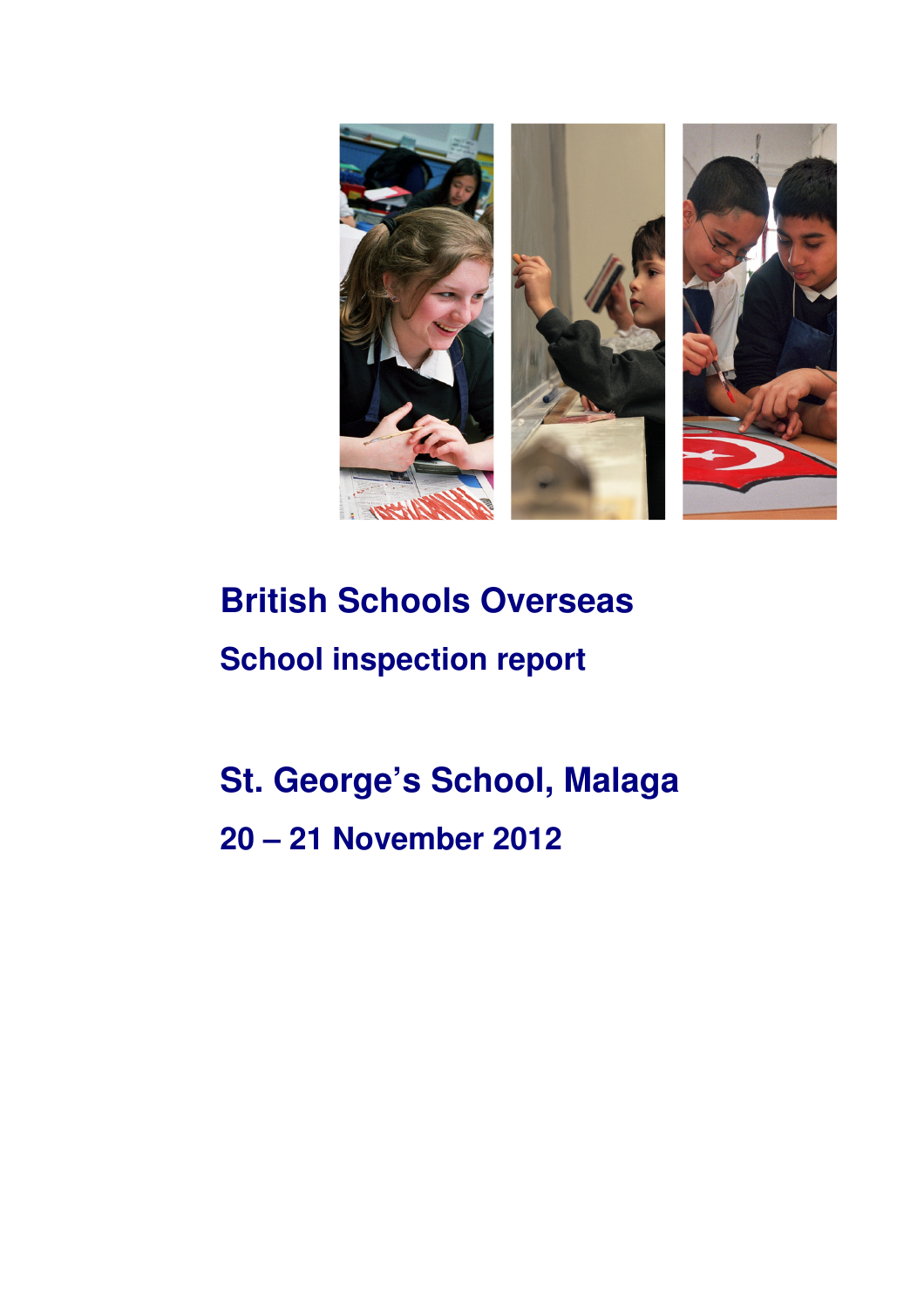# British Schools Overseas

## School inspection report

# St. George's School, Malaga

## 20 – 21 November 2012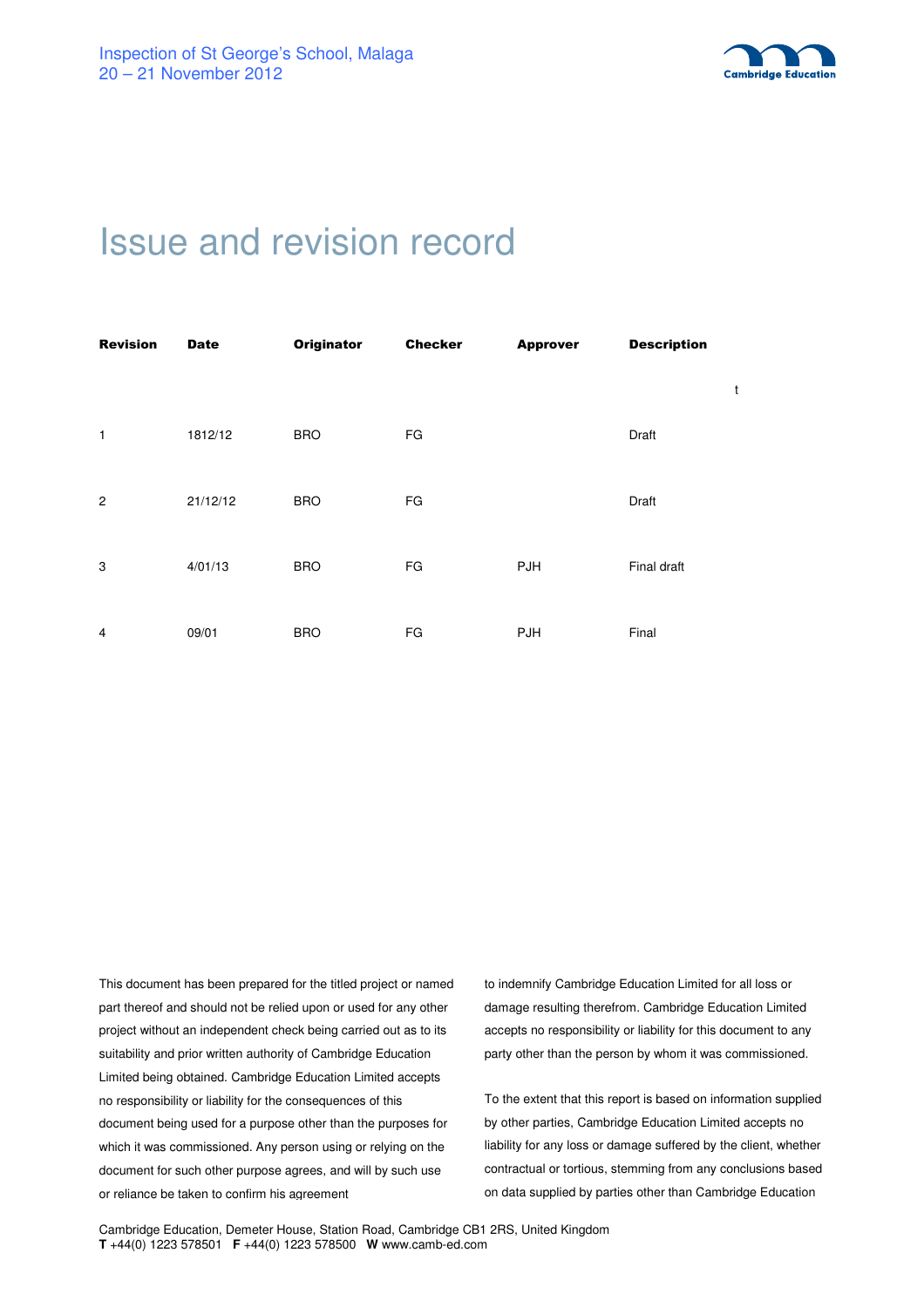# Issue and revision record

| Revision | Date | Originator | Checker | Approver | Description |
|---|---|---|---|---|---|
| | | | | | t |
| 1 | 1812/12 | BRO | FG | | Draft |
| 2 | 21/12/12 | BRO | FG | | Draft |
| 3 | 4/01/13 | BRO | FG | PJH | Final draft |
| 4 | 09/01 | BRO | FG | PJH | Final |

This document has been prepared for the titled project or named part thereof and should not be relied upon or used for any other project without an independent check being carried out as to its suitability and prior written authority of Cambridge Education Limited being obtained. Cambridge Education Limited accepts no responsibility or liability for the consequences of this document being used for a purpose other than the purposes for which it was commissioned. Any person using or relying on the document for such other purpose agrees, and will by such use or reliance be taken to confirm his agreement to indemnify Cambridge Education Limited for all loss or damage resulting therefrom. Cambridge Education Limited accepts no responsibility or liability for this document to any party other than the person by whom it was commissioned.

To the extent that this report is based on information supplied by other parties, Cambridge Education Limited accepts no liability for any loss or damage suffered by the client, whether contractual or tortious, stemming from any conclusions based on data supplied by parties other than Cambridge Education

Cambridge Education, Demeter House, Station Road, Cambridge CB1 2RS, United Kingdom
**T** +44(0) 1223 578501 **F** +44(0) 1223 578500 **W** www.camb-ed.com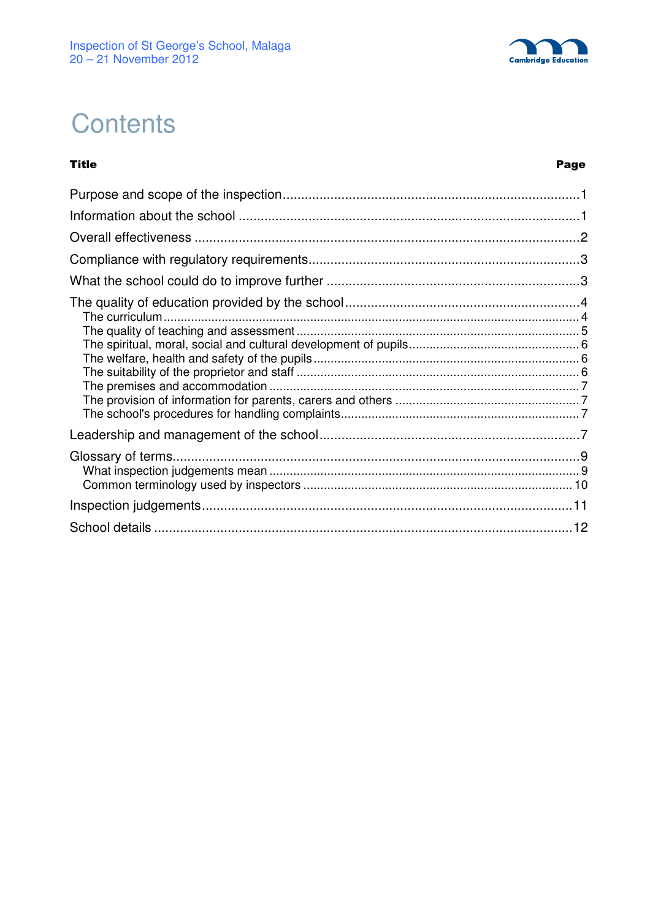# Contents

| Title | Page |
|---|---|
| Purpose and scope of the inspection | 1 |
| Information about the school | 1 |
| Overall effectiveness | 2 |
| Compliance with regulatory requirements | 3 |
| What the school could do to improve further | 3 |
| The quality of education provided by the school | 4 |
| The curriculum | 4 |
| The quality of teaching and assessment | 5 |
| The spiritual, moral, social and cultural development of pupils | 6 |
| The welfare, health and safety of the pupils | 6 |
| The suitability of the proprietor and staff | 6 |
| The premises and accommodation | 7 |
| The provision of information for parents, carers and others | 7 |
| The school's procedures for handling complaints | 7 |
| Leadership and management of the school | 7 |
| Glossary of terms | 9 |
| What inspection judgements mean | 9 |
| Common terminology used by inspectors | 10 |
| Inspection judgements | 11 |
| School details | 12 |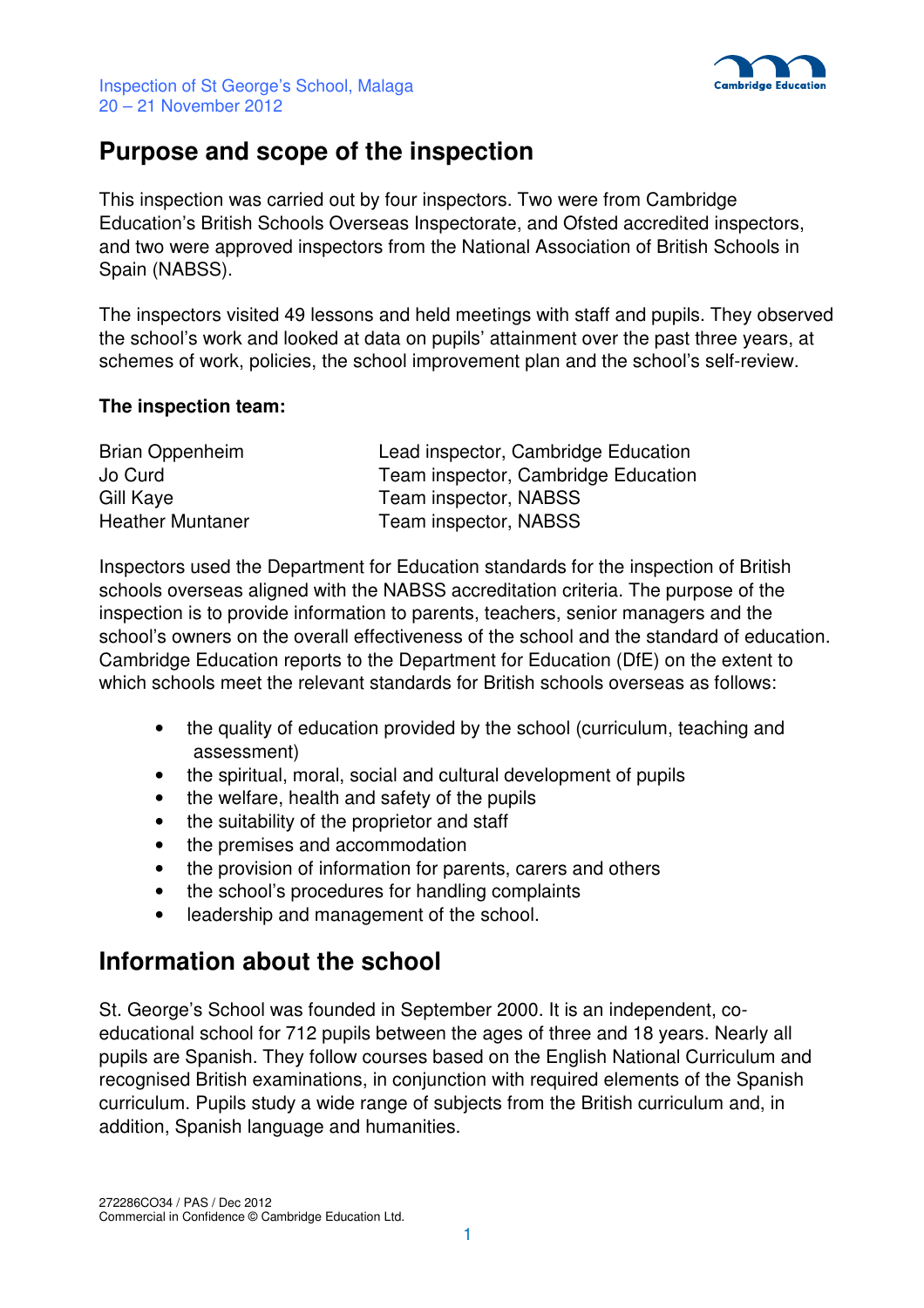## Purpose and scope of the inspection

This inspection was carried out by four inspectors. Two were from Cambridge Education's British Schools Overseas Inspectorate, and Ofsted accredited inspectors, and two were approved inspectors from the National Association of British Schools in Spain (NABSS).

The inspectors visited 49 lessons and held meetings with staff and pupils. They observed the school's work and looked at data on pupils' attainment over the past three years, at schemes of work, policies, the school improvement plan and the school's self-review.

**The inspection team:**

| | |
|---|---|
| Brian Oppenheim | Lead inspector, Cambridge Education |
| Jo Curd | Team inspector, Cambridge Education |
| Gill Kaye | Team inspector, NABSS |
| Heather Muntaner | Team inspector, NABSS |

Inspectors used the Department for Education standards for the inspection of British schools overseas aligned with the NABSS accreditation criteria. The purpose of the inspection is to provide information to parents, teachers, senior managers and the school's owners on the overall effectiveness of the school and the standard of education. Cambridge Education reports to the Department for Education (DfE) on the extent to which schools meet the relevant standards for British schools overseas as follows:

- the quality of education provided by the school (curriculum, teaching and assessment)
- the spiritual, moral, social and cultural development of pupils
- the welfare, health and safety of the pupils
- the suitability of the proprietor and staff
- the premises and accommodation
- the provision of information for parents, carers and others
- the school's procedures for handling complaints
- leadership and management of the school.

## Information about the school

St. George's School was founded in September 2000. It is an independent, co-educational school for 712 pupils between the ages of three and 18 years. Nearly all pupils are Spanish. They follow courses based on the English National Curriculum and recognised British examinations, in conjunction with required elements of the Spanish curriculum. Pupils study a wide range of subjects from the British curriculum and, in addition, Spanish language and humanities.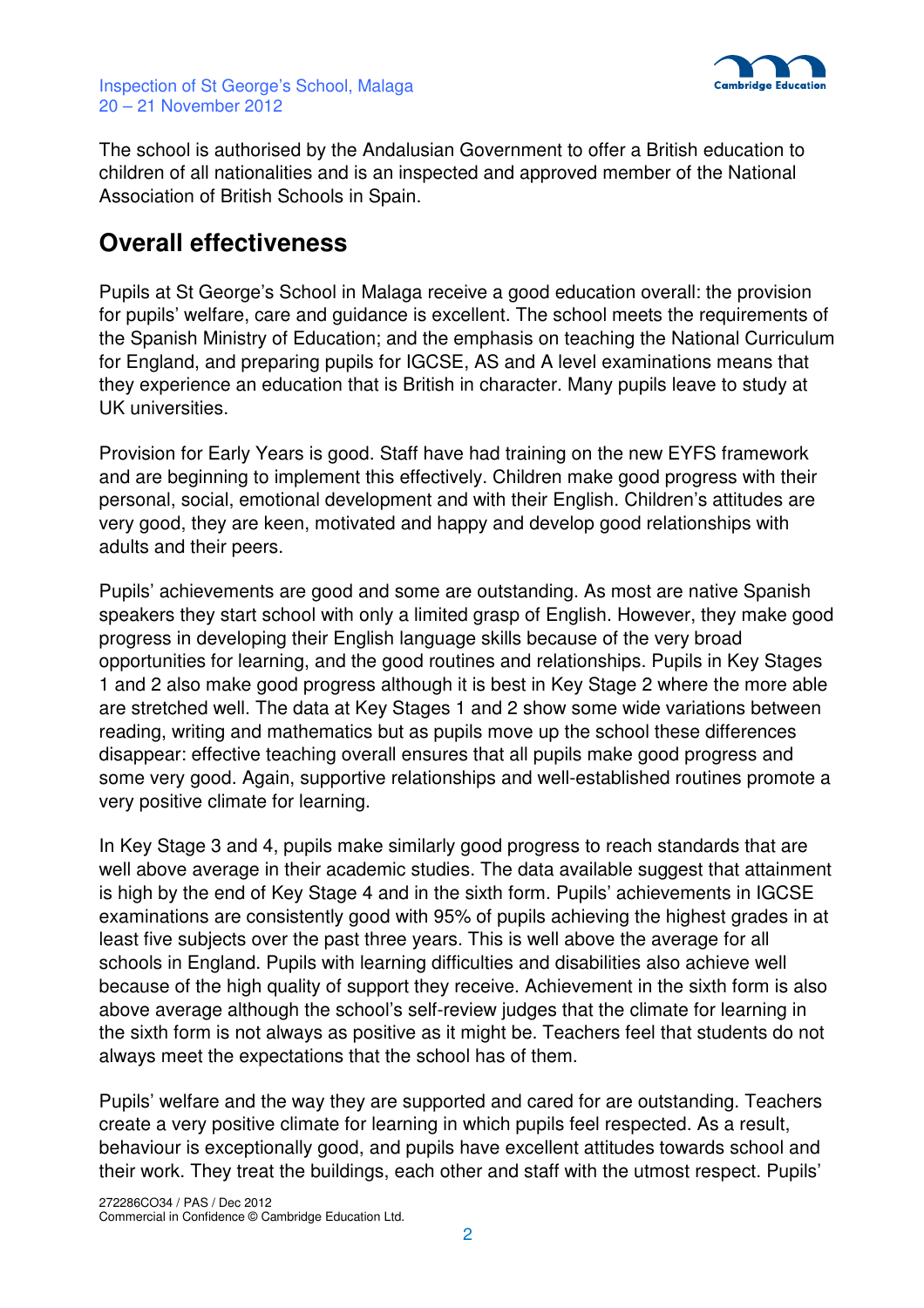The school is authorised by the Andalusian Government to offer a British education to children of all nationalities and is an inspected and approved member of the National Association of British Schools in Spain.

## Overall effectiveness

Pupils at St George's School in Malaga receive a good education overall: the provision for pupils' welfare, care and guidance is excellent. The school meets the requirements of the Spanish Ministry of Education; and the emphasis on teaching the National Curriculum for England, and preparing pupils for IGCSE, AS and A level examinations means that they experience an education that is British in character. Many pupils leave to study at UK universities.

Provision for Early Years is good. Staff have had training on the new EYFS framework and are beginning to implement this effectively. Children make good progress with their personal, social, emotional development and with their English. Children's attitudes are very good, they are keen, motivated and happy and develop good relationships with adults and their peers.

Pupils' achievements are good and some are outstanding. As most are native Spanish speakers they start school with only a limited grasp of English. However, they make good progress in developing their English language skills because of the very broad opportunities for learning, and the good routines and relationships. Pupils in Key Stages 1 and 2 also make good progress although it is best in Key Stage 2 where the more able are stretched well. The data at Key Stages 1 and 2 show some wide variations between reading, writing and mathematics but as pupils move up the school these differences disappear: effective teaching overall ensures that all pupils make good progress and some very good. Again, supportive relationships and well-established routines promote a very positive climate for learning.

In Key Stage 3 and 4, pupils make similarly good progress to reach standards that are well above average in their academic studies. The data available suggest that attainment is high by the end of Key Stage 4 and in the sixth form. Pupils' achievements in IGCSE examinations are consistently good with 95% of pupils achieving the highest grades in at least five subjects over the past three years. This is well above the average for all schools in England. Pupils with learning difficulties and disabilities also achieve well because of the high quality of support they receive. Achievement in the sixth form is also above average although the school's self-review judges that the climate for learning in the sixth form is not always as positive as it might be. Teachers feel that students do not always meet the expectations that the school has of them.

Pupils' welfare and the way they are supported and cared for are outstanding. Teachers create a very positive climate for learning in which pupils feel respected. As a result, behaviour is exceptionally good, and pupils have excellent attitudes towards school and their work. They treat the buildings, each other and staff with the utmost respect. Pupils'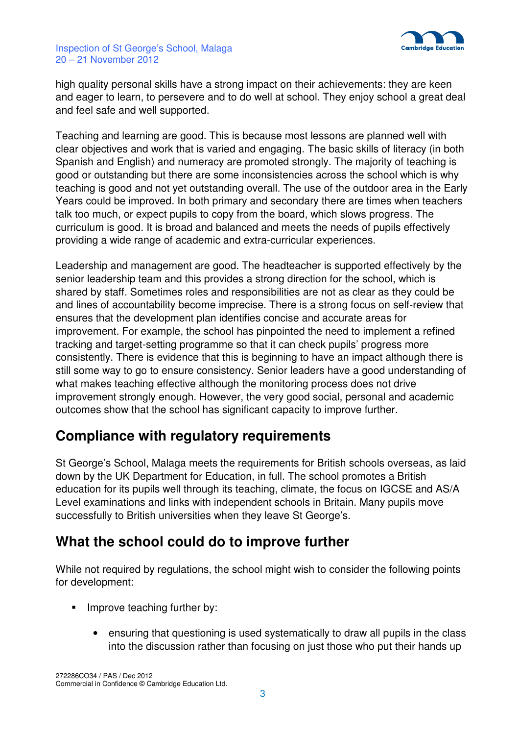high quality personal skills have a strong impact on their achievements: they are keen and eager to learn, to persevere and to do well at school. They enjoy school a great deal and feel safe and well supported.

Teaching and learning are good. This is because most lessons are planned well with clear objectives and work that is varied and engaging. The basic skills of literacy (in both Spanish and English) and numeracy are promoted strongly. The majority of teaching is good or outstanding but there are some inconsistencies across the school which is why teaching is good and not yet outstanding overall. The use of the outdoor area in the Early Years could be improved. In both primary and secondary there are times when teachers talk too much, or expect pupils to copy from the board, which slows progress. The curriculum is good. It is broad and balanced and meets the needs of pupils effectively providing a wide range of academic and extra-curricular experiences.

Leadership and management are good. The headteacher is supported effectively by the senior leadership team and this provides a strong direction for the school, which is shared by staff. Sometimes roles and responsibilities are not as clear as they could be and lines of accountability become imprecise. There is a strong focus on self-review that ensures that the development plan identifies concise and accurate areas for improvement. For example, the school has pinpointed the need to implement a refined tracking and target-setting programme so that it can check pupils' progress more consistently. There is evidence that this is beginning to have an impact although there is still some way to go to ensure consistency. Senior leaders have a good understanding of what makes teaching effective although the monitoring process does not drive improvement strongly enough. However, the very good social, personal and academic outcomes show that the school has significant capacity to improve further.

## Compliance with regulatory requirements

St George's School, Malaga meets the requirements for British schools overseas, as laid down by the UK Department for Education, in full. The school promotes a British education for its pupils well through its teaching, climate, the focus on IGCSE and AS/A Level examinations and links with independent schools in Britain. Many pupils move successfully to British universities when they leave St George's.

## What the school could do to improve further

While not required by regulations, the school might wish to consider the following points for development:

- Improve teaching further by:
  - ensuring that questioning is used systematically to draw all pupils in the class into the discussion rather than focusing on just those who put their hands up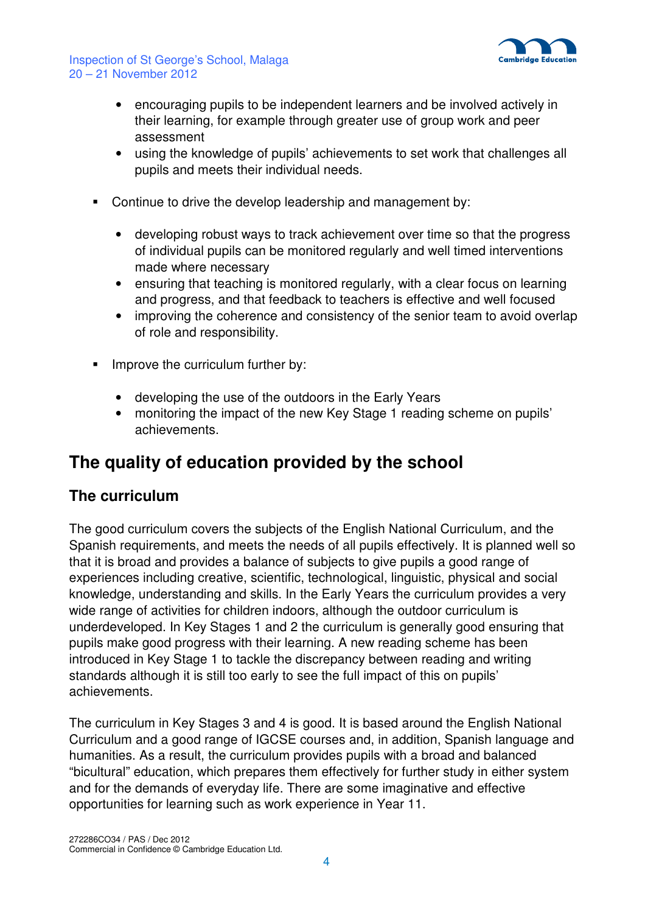- encouraging pupils to be independent learners and be involved actively in their learning, for example through greater use of group work and peer assessment
- using the knowledge of pupils' achievements to set work that challenges all pupils and meets their individual needs.

▪ Continue to drive the develop leadership and management by:

- developing robust ways to track achievement over time so that the progress of individual pupils can be monitored regularly and well timed interventions made where necessary
- ensuring that teaching is monitored regularly, with a clear focus on learning and progress, and that feedback to teachers is effective and well focused
- improving the coherence and consistency of the senior team to avoid overlap of role and responsibility.

▪ Improve the curriculum further by:

- developing the use of the outdoors in the Early Years
- monitoring the impact of the new Key Stage 1 reading scheme on pupils' achievements.

# The quality of education provided by the school

## The curriculum

The good curriculum covers the subjects of the English National Curriculum, and the Spanish requirements, and meets the needs of all pupils effectively. It is planned well so that it is broad and provides a balance of subjects to give pupils a good range of experiences including creative, scientific, technological, linguistic, physical and social knowledge, understanding and skills. In the Early Years the curriculum provides a very wide range of activities for children indoors, although the outdoor curriculum is underdeveloped. In Key Stages 1 and 2 the curriculum is generally good ensuring that pupils make good progress with their learning. A new reading scheme has been introduced in Key Stage 1 to tackle the discrepancy between reading and writing standards although it is still too early to see the full impact of this on pupils' achievements.

The curriculum in Key Stages 3 and 4 is good. It is based around the English National Curriculum and a good range of IGCSE courses and, in addition, Spanish language and humanities. As a result, the curriculum provides pupils with a broad and balanced "bicultural" education, which prepares them effectively for further study in either system and for the demands of everyday life. There are some imaginative and effective opportunities for learning such as work experience in Year 11.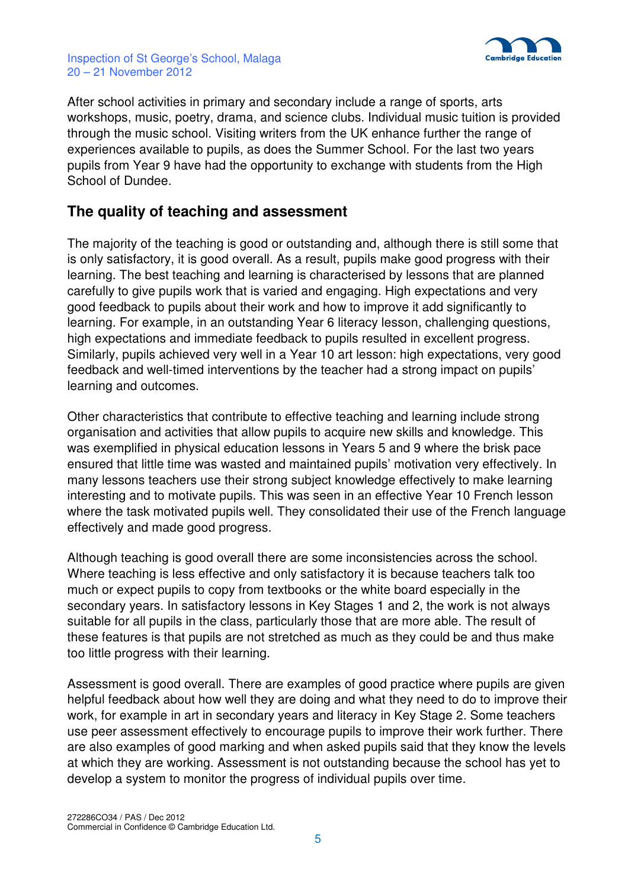After school activities in primary and secondary include a range of sports, arts workshops, music, poetry, drama, and science clubs. Individual music tuition is provided through the music school. Visiting writers from the UK enhance further the range of experiences available to pupils, as does the Summer School. For the last two years pupils from Year 9 have had the opportunity to exchange with students from the High School of Dundee.

## The quality of teaching and assessment

The majority of the teaching is good or outstanding and, although there is still some that is only satisfactory, it is good overall. As a result, pupils make good progress with their learning. The best teaching and learning is characterised by lessons that are planned carefully to give pupils work that is varied and engaging. High expectations and very good feedback to pupils about their work and how to improve it add significantly to learning. For example, in an outstanding Year 6 literacy lesson, challenging questions, high expectations and immediate feedback to pupils resulted in excellent progress. Similarly, pupils achieved very well in a Year 10 art lesson: high expectations, very good feedback and well-timed interventions by the teacher had a strong impact on pupils' learning and outcomes.

Other characteristics that contribute to effective teaching and learning include strong organisation and activities that allow pupils to acquire new skills and knowledge. This was exemplified in physical education lessons in Years 5 and 9 where the brisk pace ensured that little time was wasted and maintained pupils' motivation very effectively. In many lessons teachers use their strong subject knowledge effectively to make learning interesting and to motivate pupils. This was seen in an effective Year 10 French lesson where the task motivated pupils well. They consolidated their use of the French language effectively and made good progress.

Although teaching is good overall there are some inconsistencies across the school. Where teaching is less effective and only satisfactory it is because teachers talk too much or expect pupils to copy from textbooks or the white board especially in the secondary years. In satisfactory lessons in Key Stages 1 and 2, the work is not always suitable for all pupils in the class, particularly those that are more able. The result of these features is that pupils are not stretched as much as they could be and thus make too little progress with their learning.

Assessment is good overall. There are examples of good practice where pupils are given helpful feedback about how well they are doing and what they need to do to improve their work, for example in art in secondary years and literacy in Key Stage 2. Some teachers use peer assessment effectively to encourage pupils to improve their work further. There are also examples of good marking and when asked pupils said that they know the levels at which they are working. Assessment is not outstanding because the school has yet to develop a system to monitor the progress of individual pupils over time.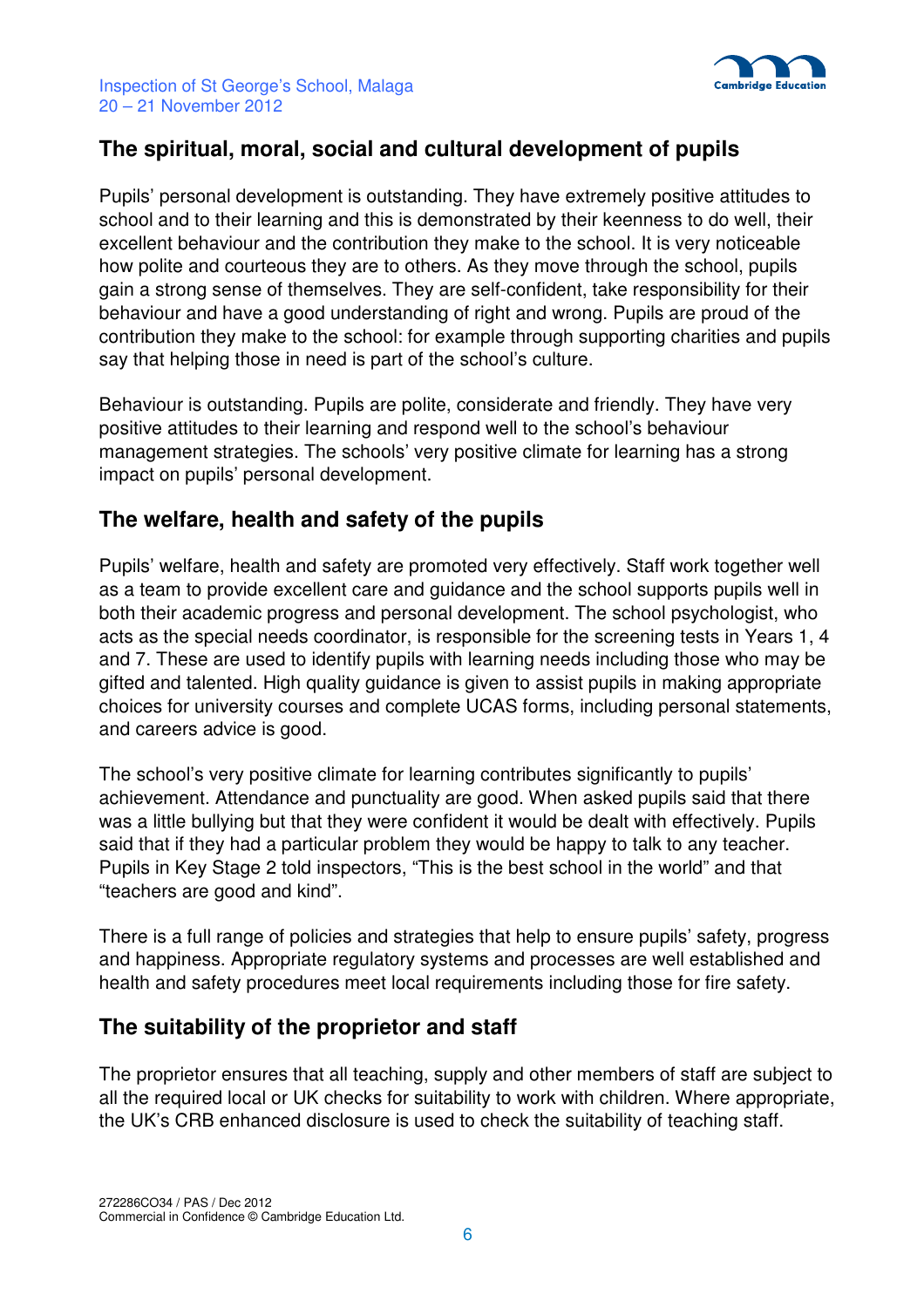## The spiritual, moral, social and cultural development of pupils

Pupils' personal development is outstanding. They have extremely positive attitudes to school and to their learning and this is demonstrated by their keenness to do well, their excellent behaviour and the contribution they make to the school. It is very noticeable how polite and courteous they are to others. As they move through the school, pupils gain a strong sense of themselves. They are self-confident, take responsibility for their behaviour and have a good understanding of right and wrong. Pupils are proud of the contribution they make to the school: for example through supporting charities and pupils say that helping those in need is part of the school's culture.

Behaviour is outstanding. Pupils are polite, considerate and friendly. They have very positive attitudes to their learning and respond well to the school's behaviour management strategies. The schools' very positive climate for learning has a strong impact on pupils' personal development.

## The welfare, health and safety of the pupils

Pupils' welfare, health and safety are promoted very effectively. Staff work together well as a team to provide excellent care and guidance and the school supports pupils well in both their academic progress and personal development. The school psychologist, who acts as the special needs coordinator, is responsible for the screening tests in Years 1, 4 and 7. These are used to identify pupils with learning needs including those who may be gifted and talented. High quality guidance is given to assist pupils in making appropriate choices for university courses and complete UCAS forms, including personal statements, and careers advice is good.

The school's very positive climate for learning contributes significantly to pupils' achievement. Attendance and punctuality are good. When asked pupils said that there was a little bullying but that they were confident it would be dealt with effectively. Pupils said that if they had a particular problem they would be happy to talk to any teacher. Pupils in Key Stage 2 told inspectors, "This is the best school in the world" and that "teachers are good and kind".

There is a full range of policies and strategies that help to ensure pupils' safety, progress and happiness. Appropriate regulatory systems and processes are well established and health and safety procedures meet local requirements including those for fire safety.

## The suitability of the proprietor and staff

The proprietor ensures that all teaching, supply and other members of staff are subject to all the required local or UK checks for suitability to work with children. Where appropriate, the UK's CRB enhanced disclosure is used to check the suitability of teaching staff.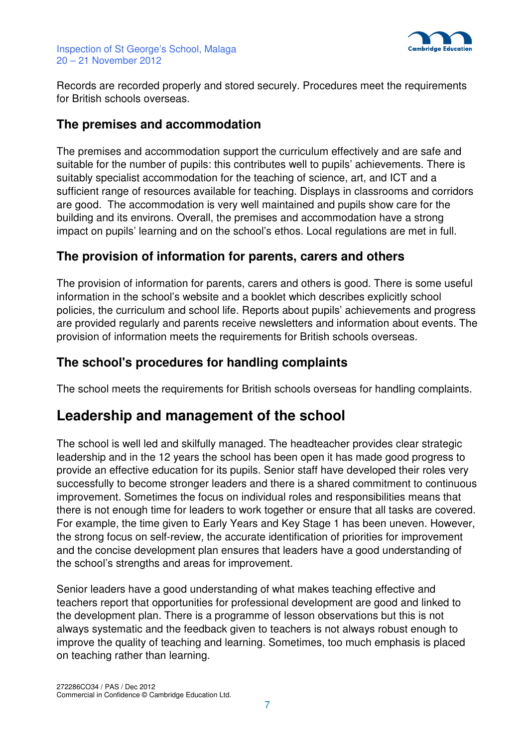Records are recorded properly and stored securely. Procedures meet the requirements for British schools overseas.

### The premises and accommodation

The premises and accommodation support the curriculum effectively and are safe and suitable for the number of pupils: this contributes well to pupils' achievements. There is suitably specialist accommodation for the teaching of science, art, and ICT and a sufficient range of resources available for teaching. Displays in classrooms and corridors are good. The accommodation is very well maintained and pupils show care for the building and its environs. Overall, the premises and accommodation have a strong impact on pupils' learning and on the school's ethos. Local regulations are met in full.

### The provision of information for parents, carers and others

The provision of information for parents, carers and others is good. There is some useful information in the school's website and a booklet which describes explicitly school policies, the curriculum and school life. Reports about pupils' achievements and progress are provided regularly and parents receive newsletters and information about events. The provision of information meets the requirements for British schools overseas.

### The school's procedures for handling complaints

The school meets the requirements for British schools overseas for handling complaints.

## Leadership and management of the school

The school is well led and skilfully managed. The headteacher provides clear strategic leadership and in the 12 years the school has been open it has made good progress to provide an effective education for its pupils. Senior staff have developed their roles very successfully to become stronger leaders and there is a shared commitment to continuous improvement. Sometimes the focus on individual roles and responsibilities means that there is not enough time for leaders to work together or ensure that all tasks are covered. For example, the time given to Early Years and Key Stage 1 has been uneven. However, the strong focus on self-review, the accurate identification of priorities for improvement and the concise development plan ensures that leaders have a good understanding of the school's strengths and areas for improvement.

Senior leaders have a good understanding of what makes teaching effective and teachers report that opportunities for professional development are good and linked to the development plan. There is a programme of lesson observations but this is not always systematic and the feedback given to teachers is not always robust enough to improve the quality of teaching and learning. Sometimes, too much emphasis is placed on teaching rather than learning.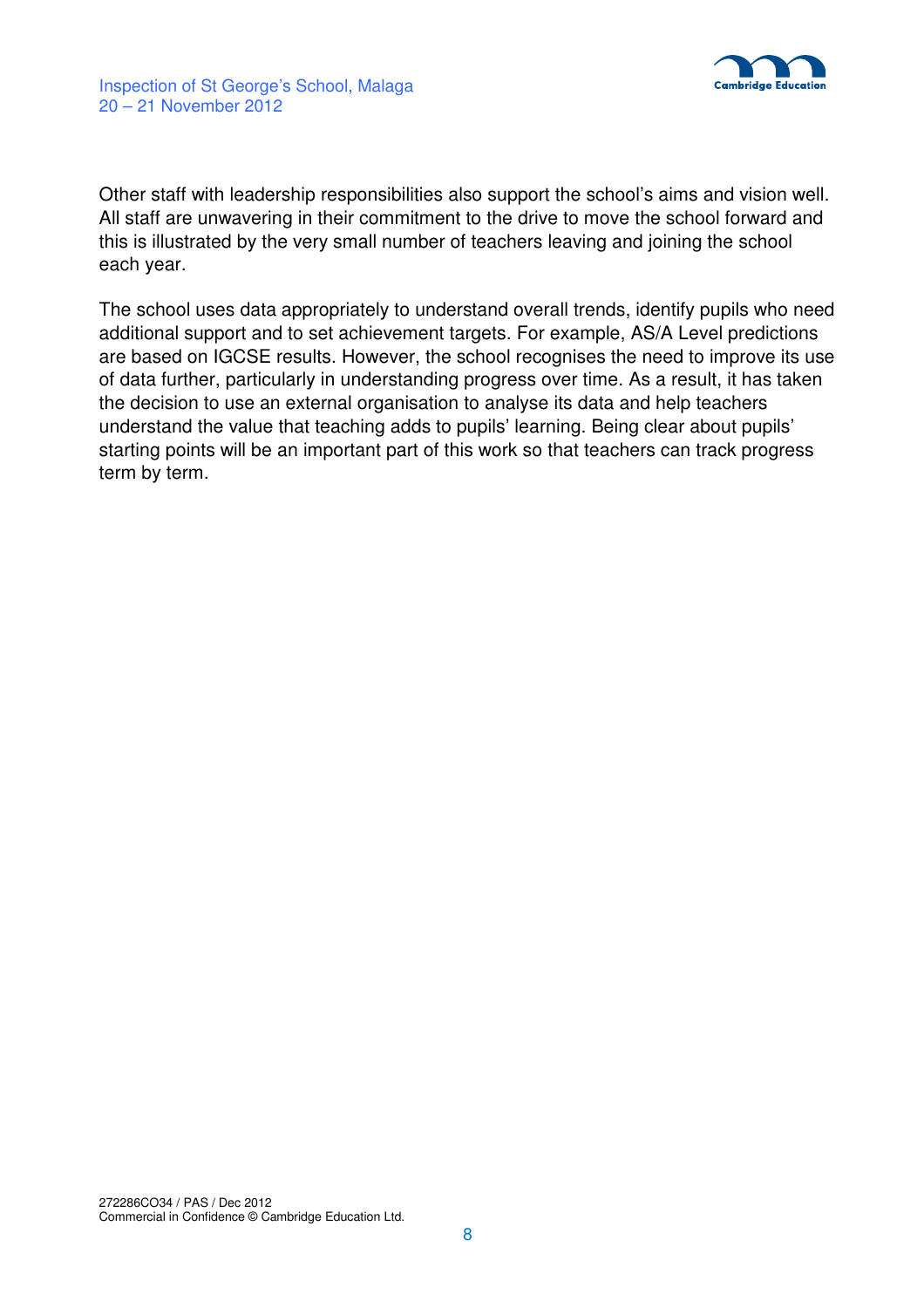Other staff with leadership responsibilities also support the school's aims and vision well. All staff are unwavering in their commitment to the drive to move the school forward and this is illustrated by the very small number of teachers leaving and joining the school each year.

The school uses data appropriately to understand overall trends, identify pupils who need additional support and to set achievement targets. For example, AS/A Level predictions are based on IGCSE results. However, the school recognises the need to improve its use of data further, particularly in understanding progress over time. As a result, it has taken the decision to use an external organisation to analyse its data and help teachers understand the value that teaching adds to pupils' learning. Being clear about pupils' starting points will be an important part of this work so that teachers can track progress term by term.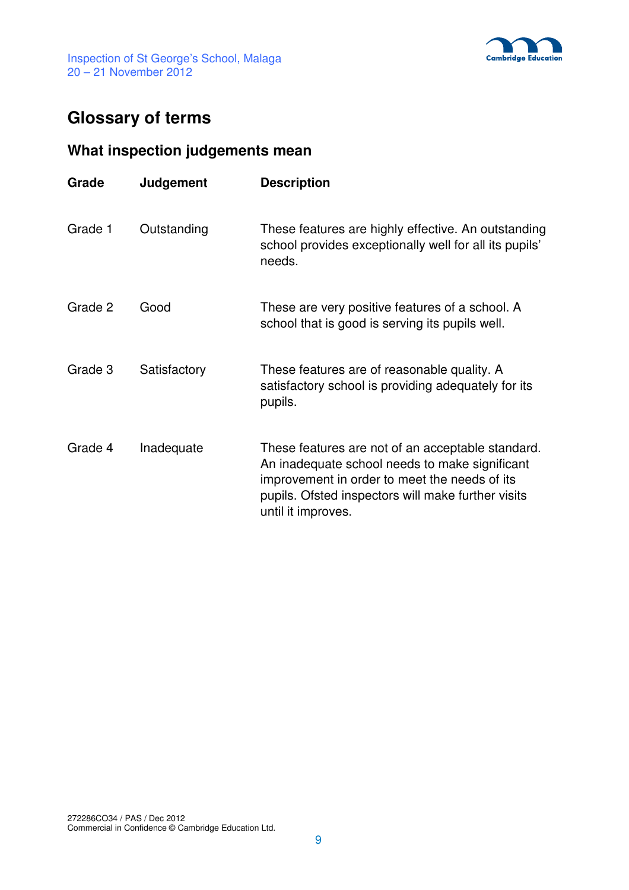## Glossary of terms

### What inspection judgements mean

| Grade | Judgement | Description |
|---|---|---|
| Grade 1 | Outstanding | These features are highly effective. An outstanding school provides exceptionally well for all its pupils' needs. |
| Grade 2 | Good | These are very positive features of a school. A school that is good is serving its pupils well. |
| Grade 3 | Satisfactory | These features are of reasonable quality. A satisfactory school is providing adequately for its pupils. |
| Grade 4 | Inadequate | These features are not of an acceptable standard. An inadequate school needs to make significant improvement in order to meet the needs of its pupils. Ofsted inspectors will make further visits until it improves. |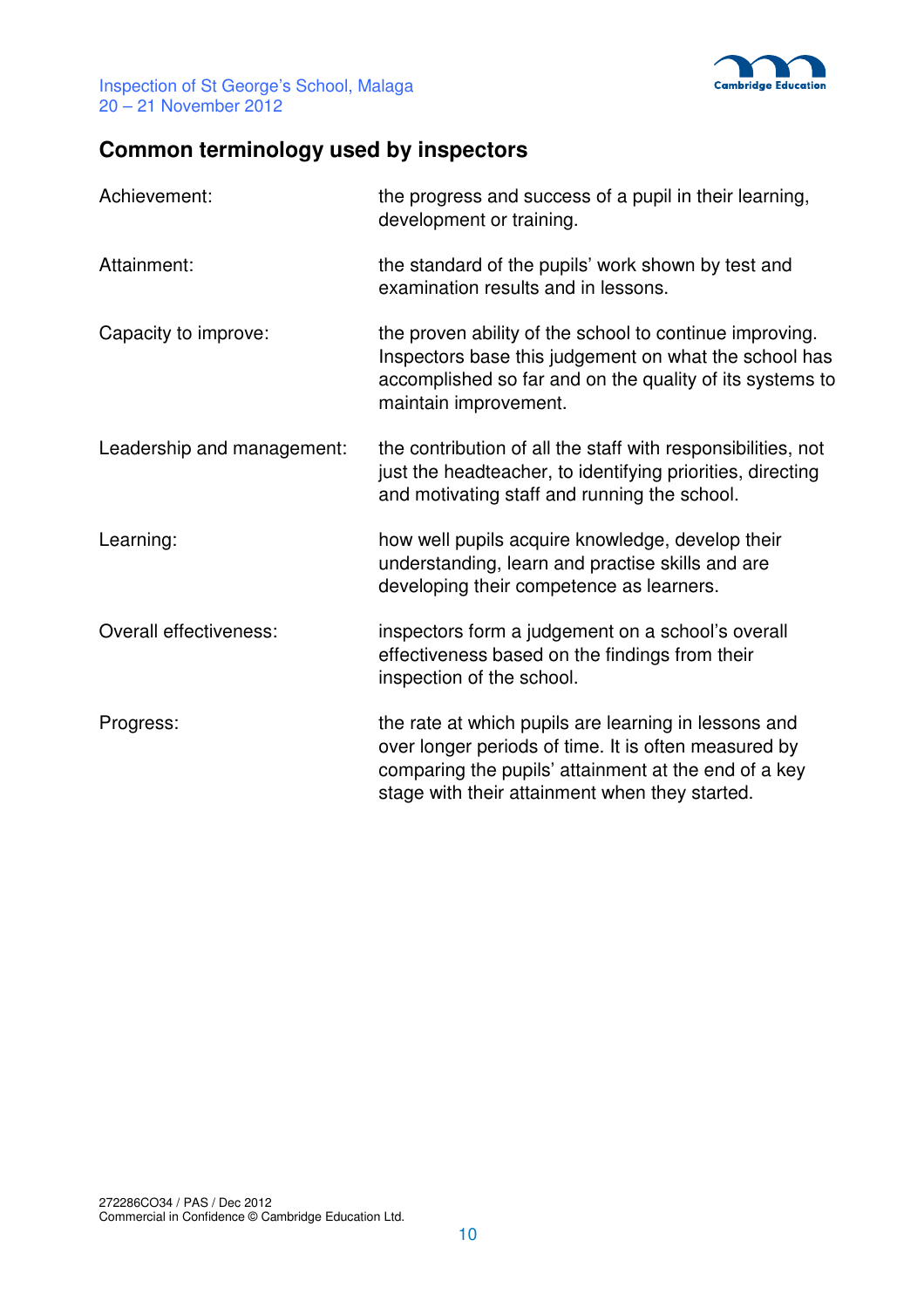## Common terminology used by inspectors

| | |
|---|---|
| Achievement: | the progress and success of a pupil in their learning, development or training. |
| Attainment: | the standard of the pupils' work shown by test and examination results and in lessons. |
| Capacity to improve: | the proven ability of the school to continue improving. Inspectors base this judgement on what the school has accomplished so far and on the quality of its systems to maintain improvement. |
| Leadership and management: | the contribution of all the staff with responsibilities, not just the headteacher, to identifying priorities, directing and motivating staff and running the school. |
| Learning: | how well pupils acquire knowledge, develop their understanding, learn and practise skills and are developing their competence as learners. |
| Overall effectiveness: | inspectors form a judgement on a school's overall effectiveness based on the findings from their inspection of the school. |
| Progress: | the rate at which pupils are learning in lessons and over longer periods of time. It is often measured by comparing the pupils' attainment at the end of a key stage with their attainment when they started. |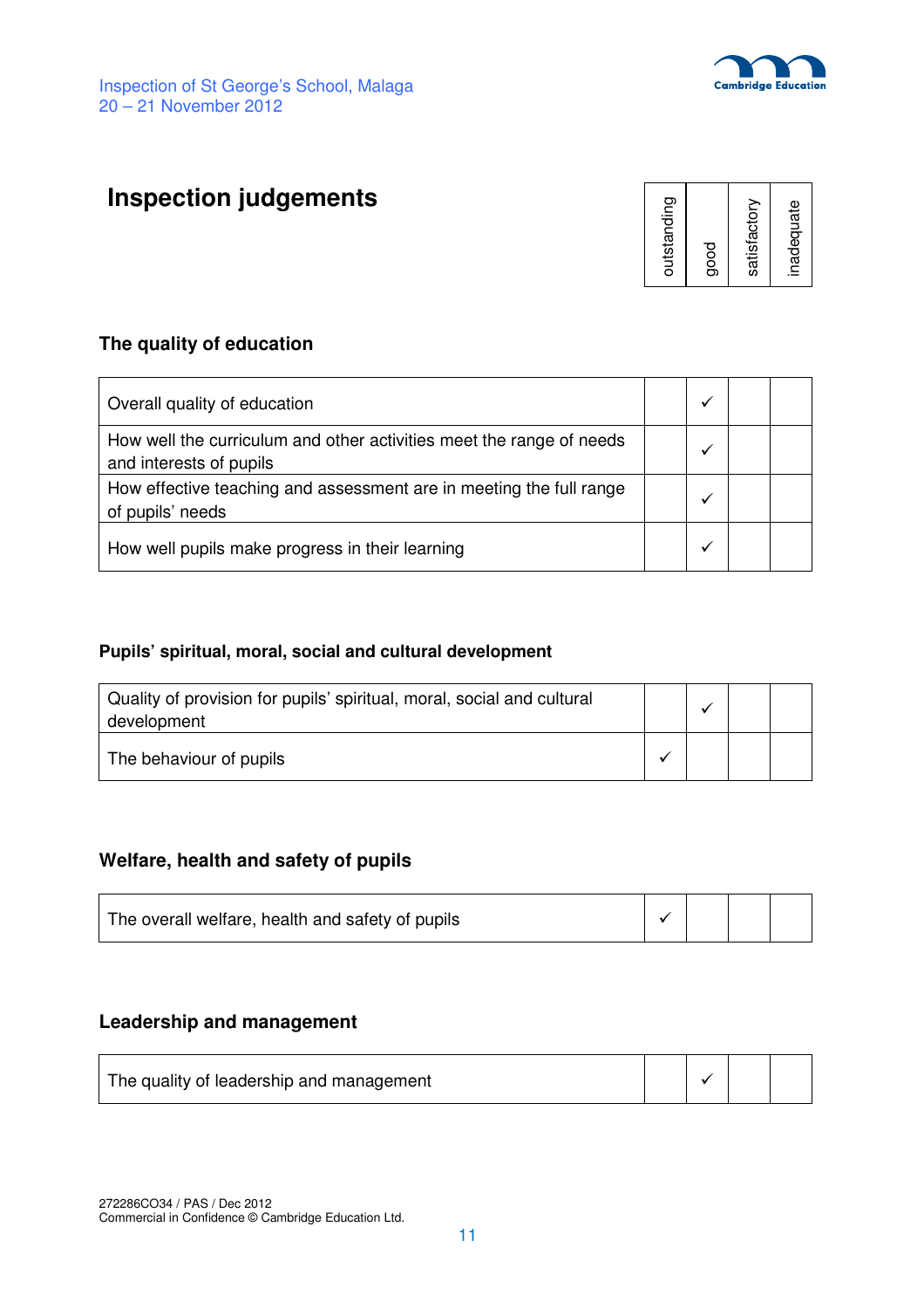# Inspection judgements

### The quality of education

| | outstanding | good | satisfactory | inadequate |
|---|---|---|---|---|
| Overall quality of education | | ✓ | | |
| How well the curriculum and other activities meet the range of needs and interests of pupils | | ✓ | | |
| How effective teaching and assessment are in meeting the full range of pupils' needs | | ✓ | | |
| How well pupils make progress in their learning | | ✓ | | |

### Pupils' spiritual, moral, social and cultural development

| | outstanding | good | satisfactory | inadequate |
|---|---|---|---|---|
| Quality of provision for pupils' spiritual, moral, social and cultural development | | ✓ | | |
| The behaviour of pupils | ✓ | | | |

### Welfare, health and safety of pupils

| | outstanding | good | satisfactory | inadequate |
|---|---|---|---|---|
| The overall welfare, health and safety of pupils | ✓ | | | |

### Leadership and management

| | outstanding | good | satisfactory | inadequate |
|---|---|---|---|---|
| The quality of leadership and management | | ✓ | | |

272286CO34 / PAS / Dec 2012
Commercial in Confidence © Cambridge Education Ltd.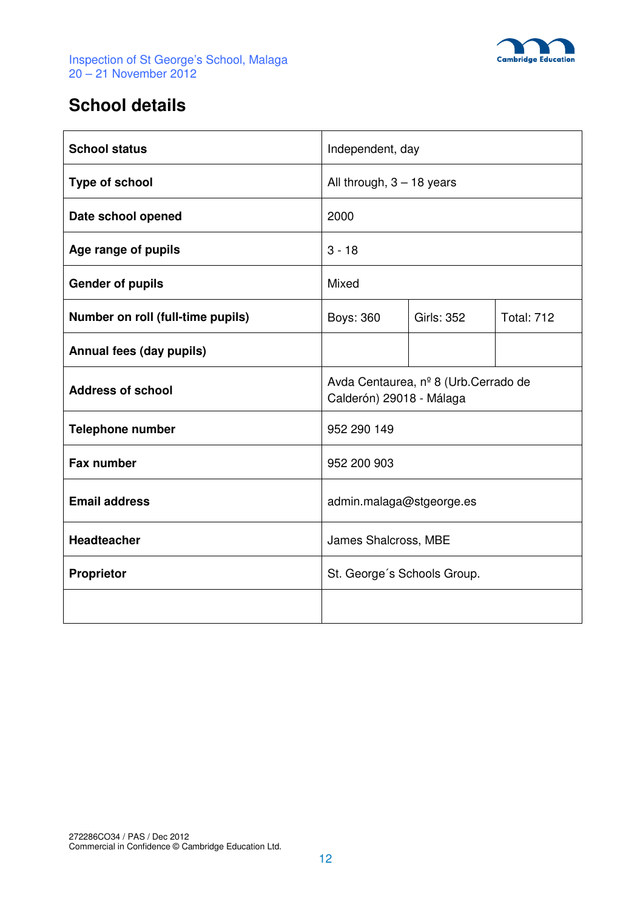## School details

| | | | |
|---|---|---|---|
| **School status** | Independent, day | | |
| **Type of school** | All through, 3 – 18 years | | |
| **Date school opened** | 2000 | | |
| **Age range of pupils** | 3 - 18 | | |
| **Gender of pupils** | Mixed | | |
| **Number on roll (full-time pupils)** | Boys: 360 | Girls: 352 | Total: 712 |
| **Annual fees (day pupils)** | | | |
| **Address of school** | Avda Centaurea, nº 8 (Urb.Cerrado de Calderón) 29018 - Málaga | | |
| **Telephone number** | 952 290 149 | | |
| **Fax number** | 952 200 903 | | |
| **Email address** | admin.malaga@stgeorge.es | | |
| **Headteacher** | James Shalcross, MBE | | |
| **Proprietor** | St. George´s Schools Group. | | |
| | | | |